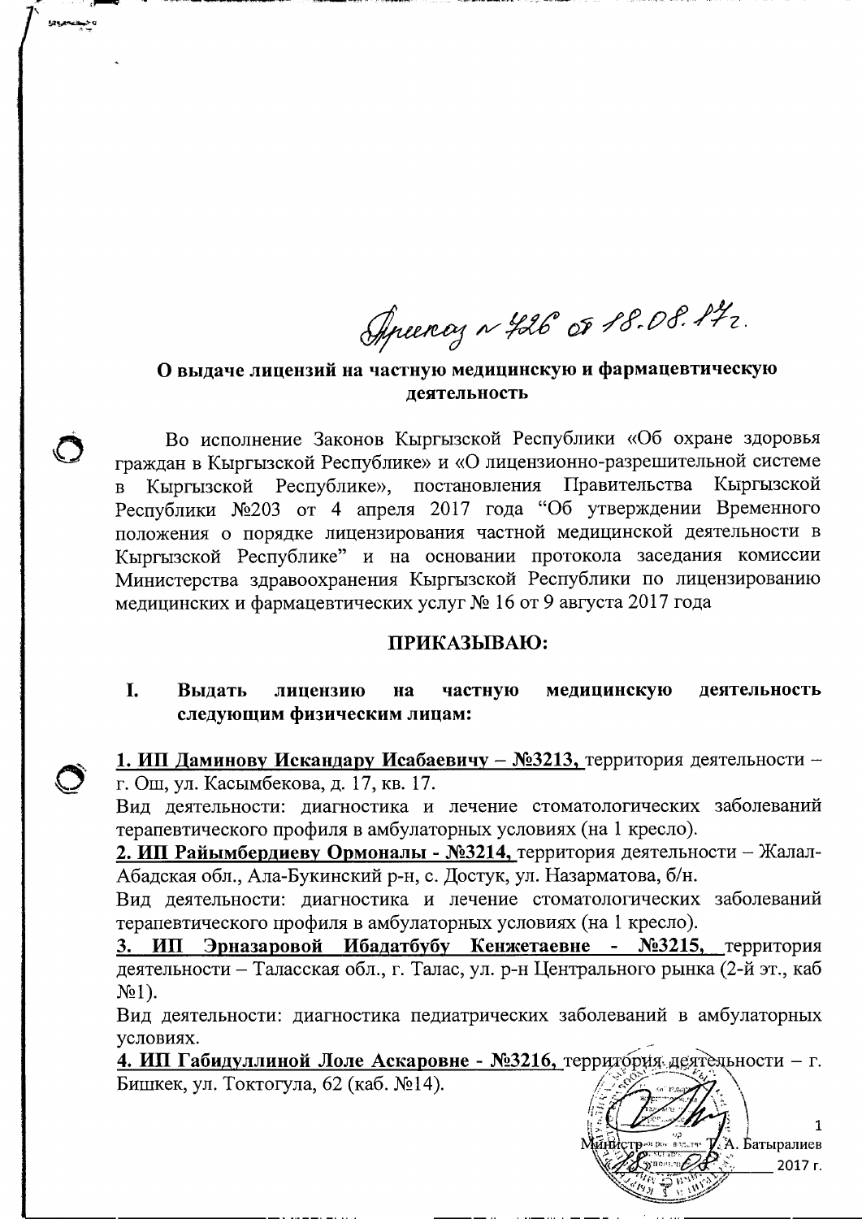Приказ № 426 от 18.08.17г.

## О выдаче лицензий на частную медицинскую и фармацевтическую деятельность

Во исполнение Законов Кыргызской Республики «Об охране здоровья граждан в Кыргызской Республике» и «О лицензионно-разрешительной системе в Кыргызской Республике», постановления Правительства Кыргызской Республики №203 от 4 апреля 2017 года "Об утверждении Временного положения о порядке лицензирования частной медицинской деятельности в Кыргызской Республике" и на основании протокола заседания комиссии Министерства здравоохранения Кыргызской Республики по лицензированию медицинских и фармацевтических услуг № 16 от 9 августа 2017 года

**ПРИКАЗЫВАЮ:**

**I. Выдать лицензию на частную медицинскую деятельность следующим физическим лицам:**

**1. ИП Даминову Искандару Исабаевичу – №3213,** территория деятельности – г. Ош, ул. Касымбекова, д. 17, кв. 17.
Вид деятельности: диагностика и лечение стоматологических заболеваний терапевтического профиля в амбулаторных условиях (на 1 кресло).

**2. ИП Райымбердиеву Ормоналы - №3214,** территория деятельности – Жалал-Абадская обл., Ала-Букинский р-н, с. Достук, ул. Назарматова, б/н.
Вид деятельности: диагностика и лечение стоматологических заболеваний терапевтического профиля в амбулаторных условиях (на 1 кресло).

**3. ИП Эрназаровой Ибадатбубу Кенжетаевне - №3215,** территория деятельности – Таласская обл., г. Талас, ул. р-н Центрального рынка (2-й эт., каб №1).
Вид деятельности: диагностика педиатрических заболеваний в амбулаторных условиях.

**4. ИП Габидуллиной Лоле Аскаровне - №3216,** территория деятельности – г. Бишкек, ул. Токтогула, 62 (каб. №14).

Министр Т. А. Батыралиев
18.08 2017 г.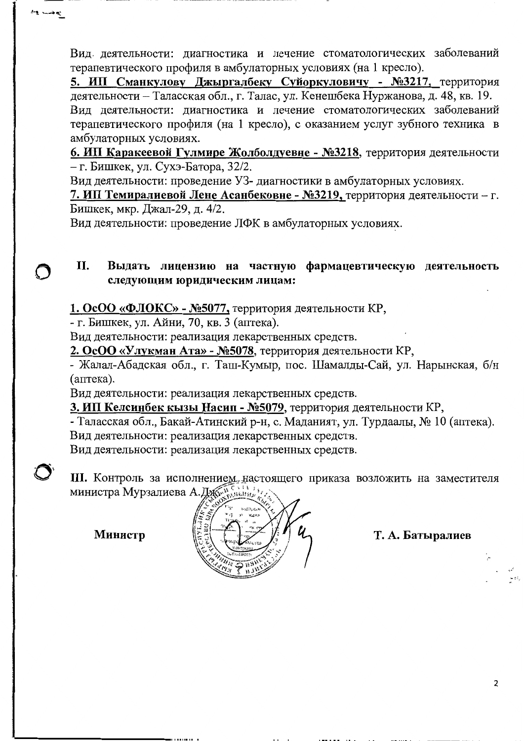Вид деятельности: диагностика и лечение стоматологических заболеваний терапевтического профиля в амбулаторных условиях (на 1 кресло).

**5. ИП Сманкулову Джыргалбеку Суйоркуловичу - №3217,** территория деятельности – Таласская обл., г. Талас, ул. Кенешбека Нуржанова, д. 48, кв. 19.

Вид деятельности: диагностика и лечение стоматологических заболеваний терапевтического профиля (на 1 кресло), с оказанием услуг зубного техника в амбулаторных условиях.

**6. ИП Каракеевой Гулмире Жолболдуевне - №3218**, территория деятельности – г. Бишкек, ул. Сухэ-Батора, 32/2.

Вид деятельности: проведение УЗ- диагностики в амбулаторных условиях.

**7. ИП Темиралиевой Лене Асанбековне - №3219,** территория деятельности – г. Бишкек, мкр. Джал-29, д. 4/2.

Вид деятельности: проведение ЛФК в амбулаторных условиях.

**II. Выдать лицензию на частную фармацевтическую деятельность следующим юридическим лицам:**

**1. ОсОО «ФЛОКС» - №5077,** территория деятельности КР,

- г. Бишкек, ул. Айни, 70, кв. 3 (аптека).

Вид деятельности: реализация лекарственных средств.

**2. ОсОО «Улукман Ата» - №5078**, территория деятельности КР,

- Жалал-Абадская обл., г. Таш-Кумыр, пос. Шамалды-Сай, ул. Нарынская, б/н (аптека).

Вид деятельности: реализация лекарственных средств.

**3. ИП Келсинбек кызы Насип - №5079**, территория деятельности КР,

- Таласская обл., Бакай-Атинский р-н, с. Маданият, ул. Турдаалы, № 10 (аптека).

Вид деятельности: реализация лекарственных средств.

Вид деятельности: реализация лекарственных средств.

**III.** Контроль за исполнением настоящего приказа возложить на заместителя министра Мурзалиева А.Дж.

**Министр** **Т. А. Батыралиев**